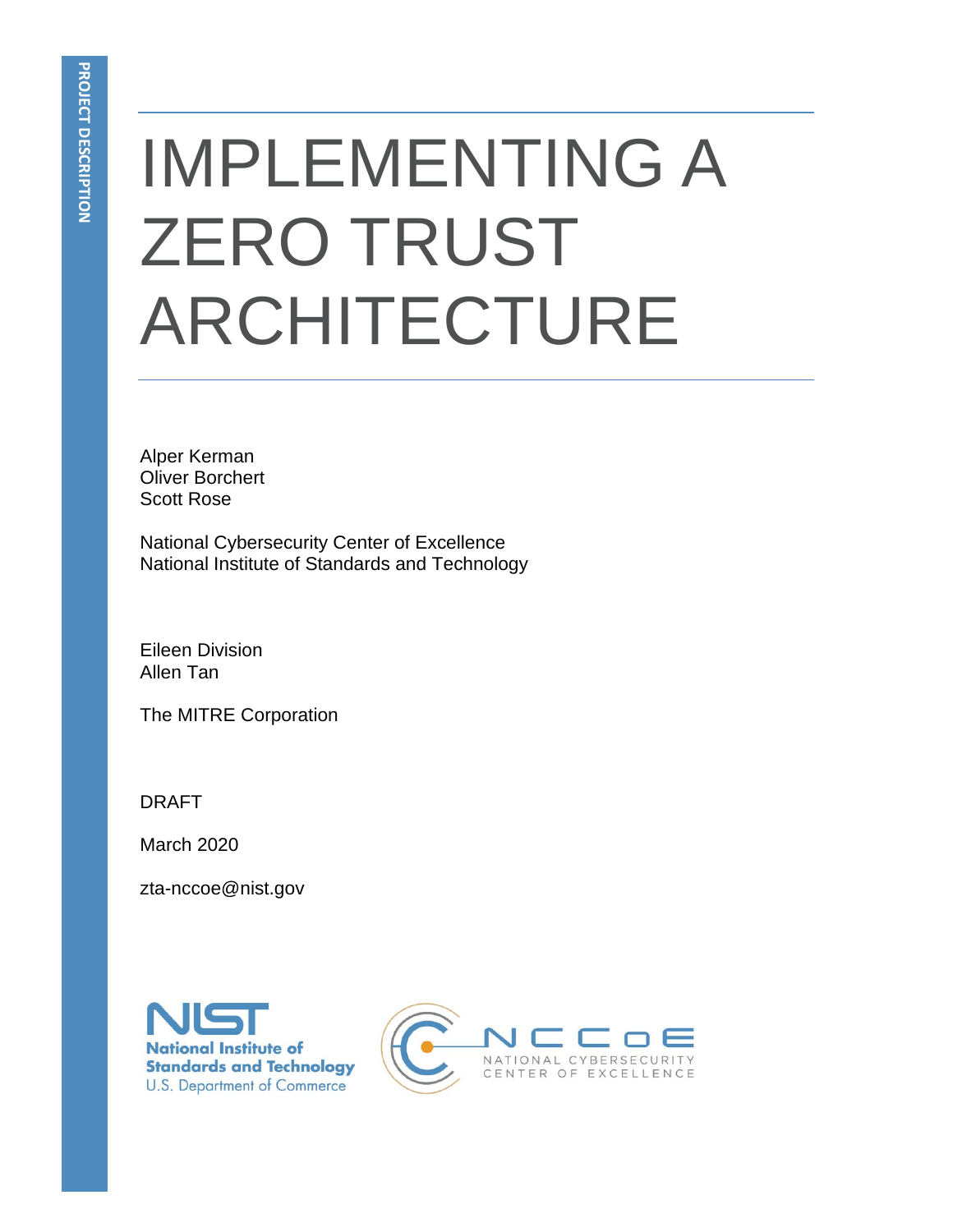PROJECT DESCRIPTION

# IMPLEMENTING A ZERO TRUST ARCHITECTURE

Alper Kerman
Oliver Borchert
Scott Rose

National Cybersecurity Center of Excellence
National Institute of Standards and Technology

Eileen Division
Allen Tan

The MITRE Corporation

DRAFT

March 2020

zta-nccoe@nist.gov

National Institute of Standards and Technology
U.S. Department of Commerce

NATIONAL CYBERSECURITY CENTER OF EXCELLENCE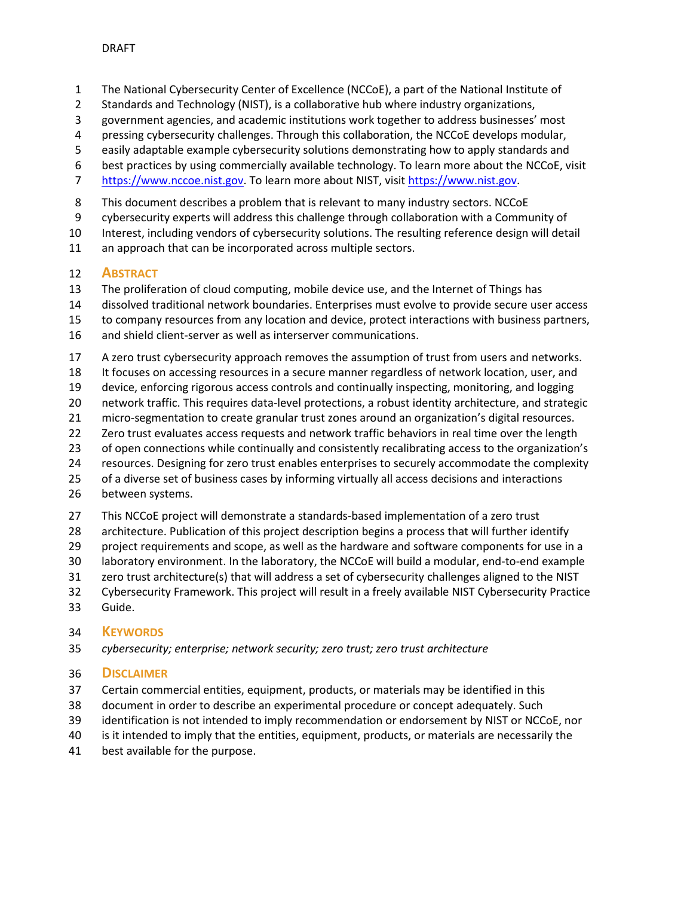The National Cybersecurity Center of Excellence (NCCoE), a part of the National Institute of Standards and Technology (NIST), is a collaborative hub where industry organizations, government agencies, and academic institutions work together to address businesses' most pressing cybersecurity challenges. Through this collaboration, the NCCoE develops modular, easily adaptable example cybersecurity solutions demonstrating how to apply standards and best practices by using commercially available technology. To learn more about the NCCoE, visit https://www.nccoe.nist.gov. To learn more about NIST, visit https://www.nist.gov.

This document describes a problem that is relevant to many industry sectors. NCCoE cybersecurity experts will address this challenge through collaboration with a Community of Interest, including vendors of cybersecurity solutions. The resulting reference design will detail an approach that can be incorporated across multiple sectors.

## ABSTRACT

The proliferation of cloud computing, mobile device use, and the Internet of Things has dissolved traditional network boundaries. Enterprises must evolve to provide secure user access to company resources from any location and device, protect interactions with business partners, and shield client-server as well as interserver communications.

A zero trust cybersecurity approach removes the assumption of trust from users and networks. It focuses on accessing resources in a secure manner regardless of network location, user, and device, enforcing rigorous access controls and continually inspecting, monitoring, and logging network traffic. This requires data-level protections, a robust identity architecture, and strategic micro-segmentation to create granular trust zones around an organization's digital resources. Zero trust evaluates access requests and network traffic behaviors in real time over the length of open connections while continually and consistently recalibrating access to the organization's resources. Designing for zero trust enables enterprises to securely accommodate the complexity of a diverse set of business cases by informing virtually all access decisions and interactions between systems.

This NCCoE project will demonstrate a standards-based implementation of a zero trust architecture. Publication of this project description begins a process that will further identify project requirements and scope, as well as the hardware and software components for use in a laboratory environment. In the laboratory, the NCCoE will build a modular, end-to-end example zero trust architecture(s) that will address a set of cybersecurity challenges aligned to the NIST Cybersecurity Framework. This project will result in a freely available NIST Cybersecurity Practice Guide.

## KEYWORDS

*cybersecurity; enterprise; network security; zero trust; zero trust architecture*

## DISCLAIMER

Certain commercial entities, equipment, products, or materials may be identified in this document in order to describe an experimental procedure or concept adequately. Such identification is not intended to imply recommendation or endorsement by NIST or NCCoE, nor is it intended to imply that the entities, equipment, products, or materials are necessarily the best available for the purpose.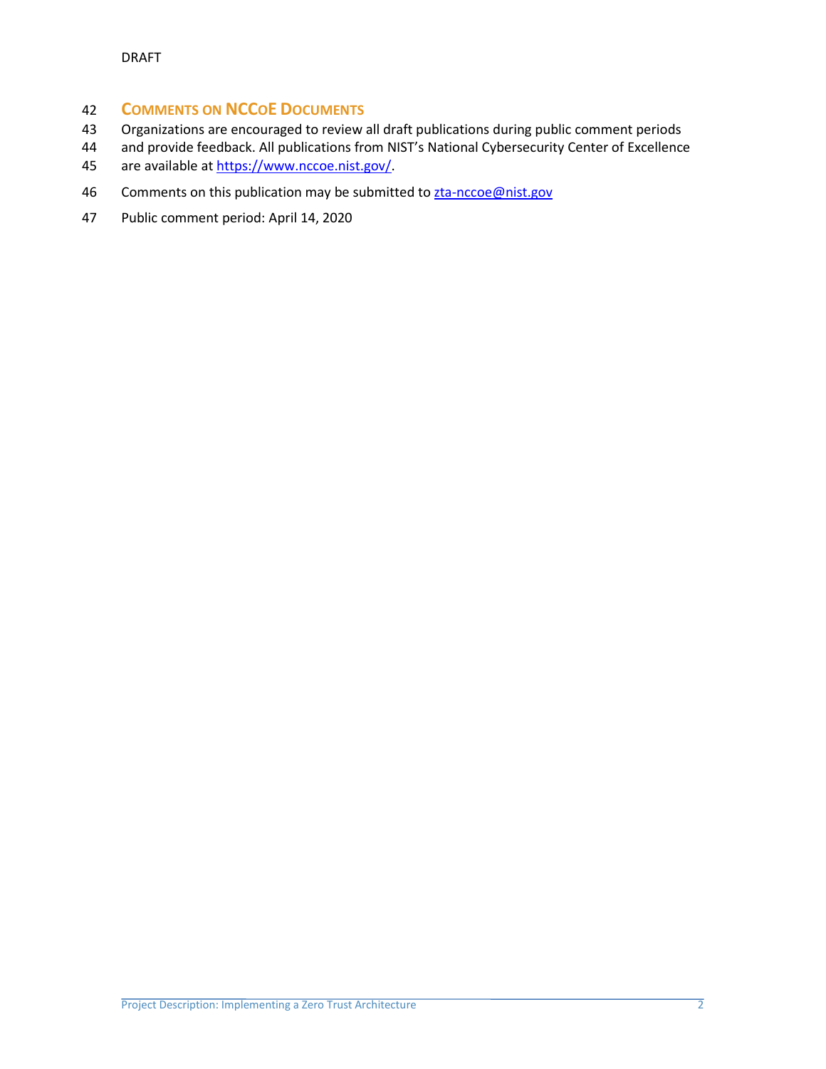## Comments on NCCoE Documents

Organizations are encouraged to review all draft publications during public comment periods and provide feedback. All publications from NIST's National Cybersecurity Center of Excellence are available at https://www.nccoe.nist.gov/.

Comments on this publication may be submitted to zta-nccoe@nist.gov

Public comment period: April 14, 2020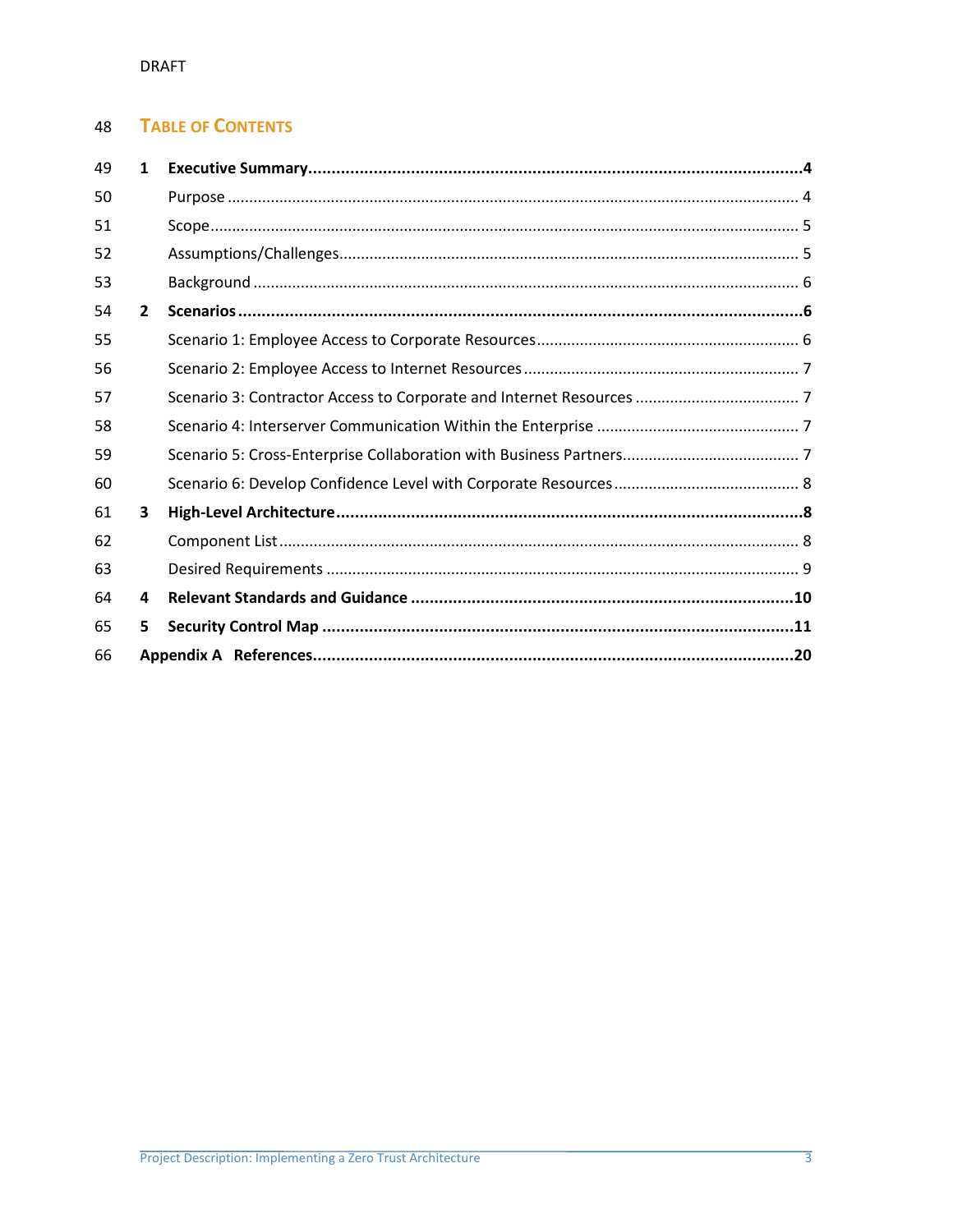## Table of Contents

**1 Executive Summary .......... 4**

- Purpose .......... 4
- Scope .......... 5
- Assumptions/Challenges .......... 5
- Background .......... 6

**2 Scenarios .......... 6**

- Scenario 1: Employee Access to Corporate Resources .......... 6
- Scenario 2: Employee Access to Internet Resources .......... 7
- Scenario 3: Contractor Access to Corporate and Internet Resources .......... 7
- Scenario 4: Interserver Communication Within the Enterprise .......... 7
- Scenario 5: Cross-Enterprise Collaboration with Business Partners .......... 7
- Scenario 6: Develop Confidence Level with Corporate Resources .......... 8

**3 High-Level Architecture .......... 8**

- Component List .......... 8
- Desired Requirements .......... 9

**4 Relevant Standards and Guidance .......... 10**

**5 Security Control Map .......... 11**

**Appendix A References .......... 20**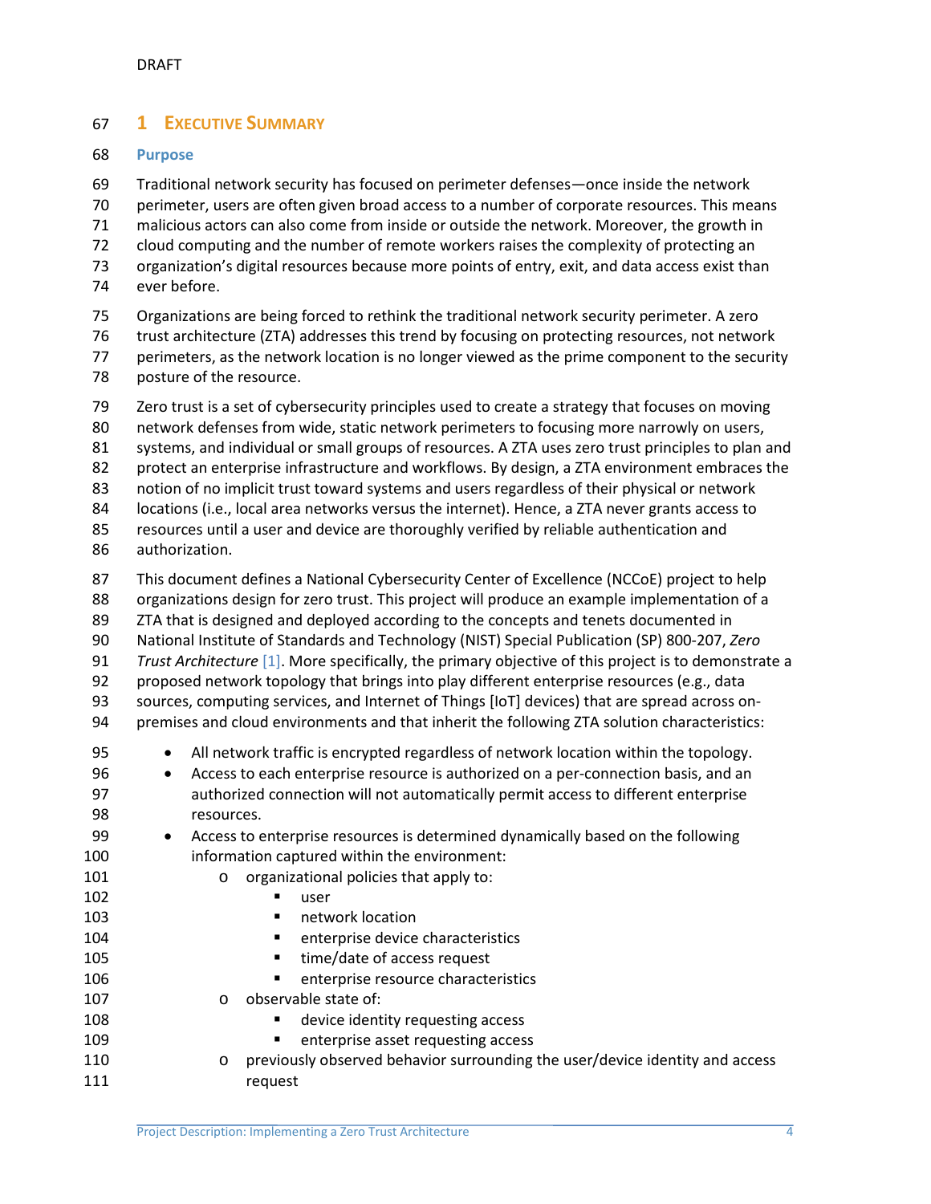# 1 Executive Summary

## Purpose

Traditional network security has focused on perimeter defenses—once inside the network perimeter, users are often given broad access to a number of corporate resources. This means malicious actors can also come from inside or outside the network. Moreover, the growth in cloud computing and the number of remote workers raises the complexity of protecting an organization's digital resources because more points of entry, exit, and data access exist than ever before.

Organizations are being forced to rethink the traditional network security perimeter. A zero trust architecture (ZTA) addresses this trend by focusing on protecting resources, not network perimeters, as the network location is no longer viewed as the prime component to the security posture of the resource.

Zero trust is a set of cybersecurity principles used to create a strategy that focuses on moving network defenses from wide, static network perimeters to focusing more narrowly on users, systems, and individual or small groups of resources. A ZTA uses zero trust principles to plan and protect an enterprise infrastructure and workflows. By design, a ZTA environment embraces the notion of no implicit trust toward systems and users regardless of their physical or network locations (i.e., local area networks versus the internet). Hence, a ZTA never grants access to resources until a user and device are thoroughly verified by reliable authentication and authorization.

This document defines a National Cybersecurity Center of Excellence (NCCoE) project to help organizations design for zero trust. This project will produce an example implementation of a ZTA that is designed and deployed according to the concepts and tenets documented in National Institute of Standards and Technology (NIST) Special Publication (SP) 800-207, *Zero Trust Architecture* [1]. More specifically, the primary objective of this project is to demonstrate a proposed network topology that brings into play different enterprise resources (e.g., data sources, computing services, and Internet of Things [IoT] devices) that are spread across on-premises and cloud environments and that inherit the following ZTA solution characteristics:

- All network traffic is encrypted regardless of network location within the topology.
- Access to each enterprise resource is authorized on a per-connection basis, and an authorized connection will not automatically permit access to different enterprise resources.
- Access to enterprise resources is determined dynamically based on the following information captured within the environment:
  - organizational policies that apply to:
    - user
    - network location
    - enterprise device characteristics
    - time/date of access request
    - enterprise resource characteristics
  - observable state of:
    - device identity requesting access
    - enterprise asset requesting access
  - previously observed behavior surrounding the user/device identity and access request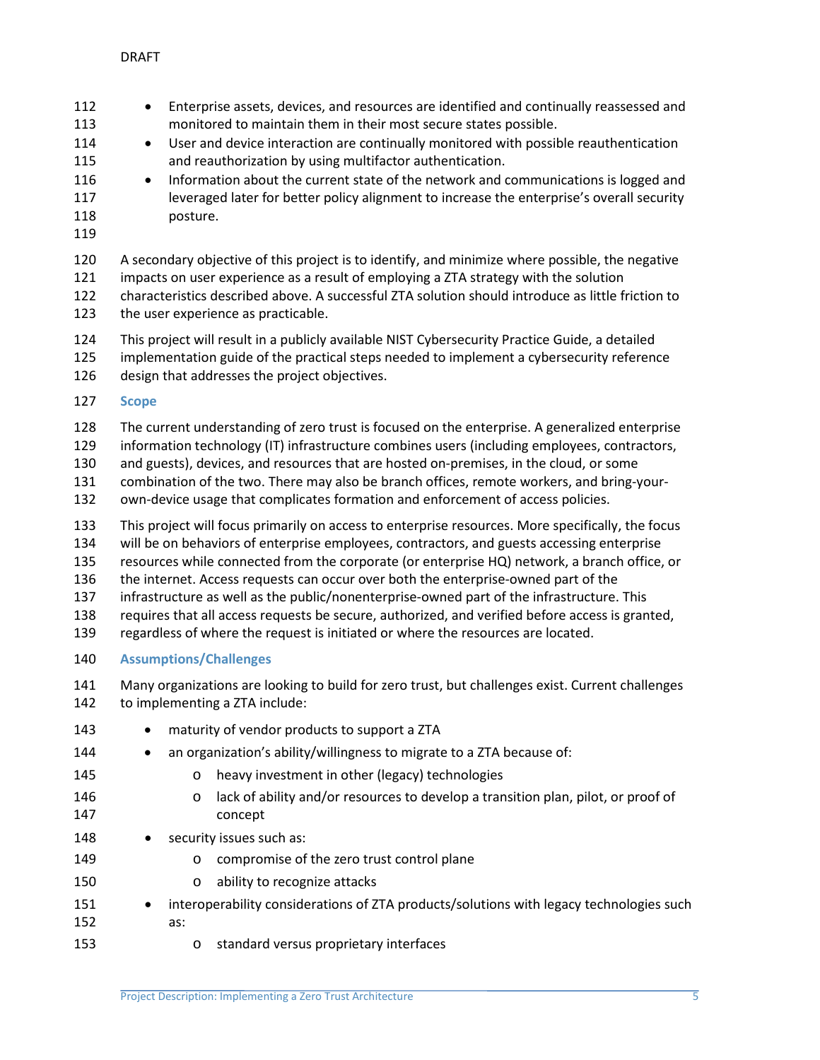- Enterprise assets, devices, and resources are identified and continually reassessed and monitored to maintain them in their most secure states possible.
- User and device interaction are continually monitored with possible reauthentication and reauthorization by using multifactor authentication.
- Information about the current state of the network and communications is logged and leveraged later for better policy alignment to increase the enterprise's overall security posture.

A secondary objective of this project is to identify, and minimize where possible, the negative impacts on user experience as a result of employing a ZTA strategy with the solution characteristics described above. A successful ZTA solution should introduce as little friction to the user experience as practicable.

This project will result in a publicly available NIST Cybersecurity Practice Guide, a detailed implementation guide of the practical steps needed to implement a cybersecurity reference design that addresses the project objectives.

## Scope

The current understanding of zero trust is focused on the enterprise. A generalized enterprise information technology (IT) infrastructure combines users (including employees, contractors, and guests), devices, and resources that are hosted on-premises, in the cloud, or some combination of the two. There may also be branch offices, remote workers, and bring-your-own-device usage that complicates formation and enforcement of access policies.

This project will focus primarily on access to enterprise resources. More specifically, the focus will be on behaviors of enterprise employees, contractors, and guests accessing enterprise resources while connected from the corporate (or enterprise HQ) network, a branch office, or the internet. Access requests can occur over both the enterprise-owned part of the infrastructure as well as the public/nonenterprise-owned part of the infrastructure. This requires that all access requests be secure, authorized, and verified before access is granted, regardless of where the request is initiated or where the resources are located.

## Assumptions/Challenges

Many organizations are looking to build for zero trust, but challenges exist. Current challenges to implementing a ZTA include:

- maturity of vendor products to support a ZTA
- an organization's ability/willingness to migrate to a ZTA because of:
  - heavy investment in other (legacy) technologies
  - lack of ability and/or resources to develop a transition plan, pilot, or proof of concept
- security issues such as:
  - compromise of the zero trust control plane
  - ability to recognize attacks
- interoperability considerations of ZTA products/solutions with legacy technologies such as:
  - standard versus proprietary interfaces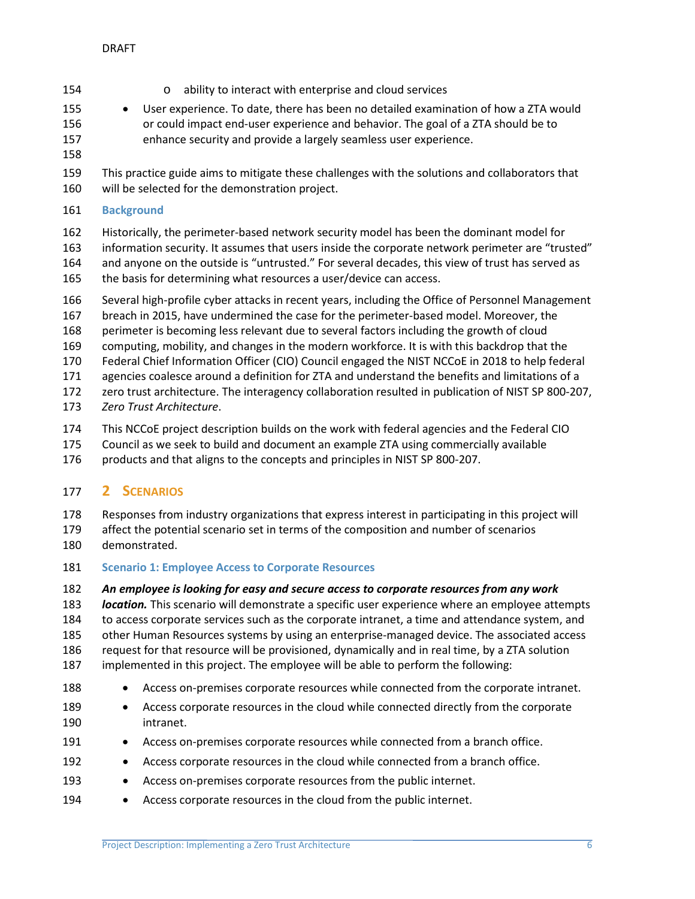- ability to interact with enterprise and cloud services
- User experience. To date, there has been no detailed examination of how a ZTA would or could impact end-user experience and behavior. The goal of a ZTA should be to enhance security and provide a largely seamless user experience.

This practice guide aims to mitigate these challenges with the solutions and collaborators that will be selected for the demonstration project.

### Background

Historically, the perimeter-based network security model has been the dominant model for information security. It assumes that users inside the corporate network perimeter are "trusted" and anyone on the outside is "untrusted." For several decades, this view of trust has served as the basis for determining what resources a user/device can access.

Several high-profile cyber attacks in recent years, including the Office of Personnel Management breach in 2015, have undermined the case for the perimeter-based model. Moreover, the perimeter is becoming less relevant due to several factors including the growth of cloud computing, mobility, and changes in the modern workforce. It is with this backdrop that the Federal Chief Information Officer (CIO) Council engaged the NIST NCCoE in 2018 to help federal agencies coalesce around a definition for ZTA and understand the benefits and limitations of a zero trust architecture. The interagency collaboration resulted in publication of NIST SP 800-207, *Zero Trust Architecture*.

This NCCoE project description builds on the work with federal agencies and the Federal CIO Council as we seek to build and document an example ZTA using commercially available products and that aligns to the concepts and principles in NIST SP 800-207.

## 2 Scenarios

Responses from industry organizations that express interest in participating in this project will affect the potential scenario set in terms of the composition and number of scenarios demonstrated.

### Scenario 1: Employee Access to Corporate Resources

***An employee is looking for easy and secure access to corporate resources from any work location.*** This scenario will demonstrate a specific user experience where an employee attempts to access corporate services such as the corporate intranet, a time and attendance system, and other Human Resources systems by using an enterprise-managed device. The associated access request for that resource will be provisioned, dynamically and in real time, by a ZTA solution implemented in this project. The employee will be able to perform the following:

- Access on-premises corporate resources while connected from the corporate intranet.
- Access corporate resources in the cloud while connected directly from the corporate intranet.
- Access on-premises corporate resources while connected from a branch office.
- Access corporate resources in the cloud while connected from a branch office.
- Access on-premises corporate resources from the public internet.
- Access corporate resources in the cloud from the public internet.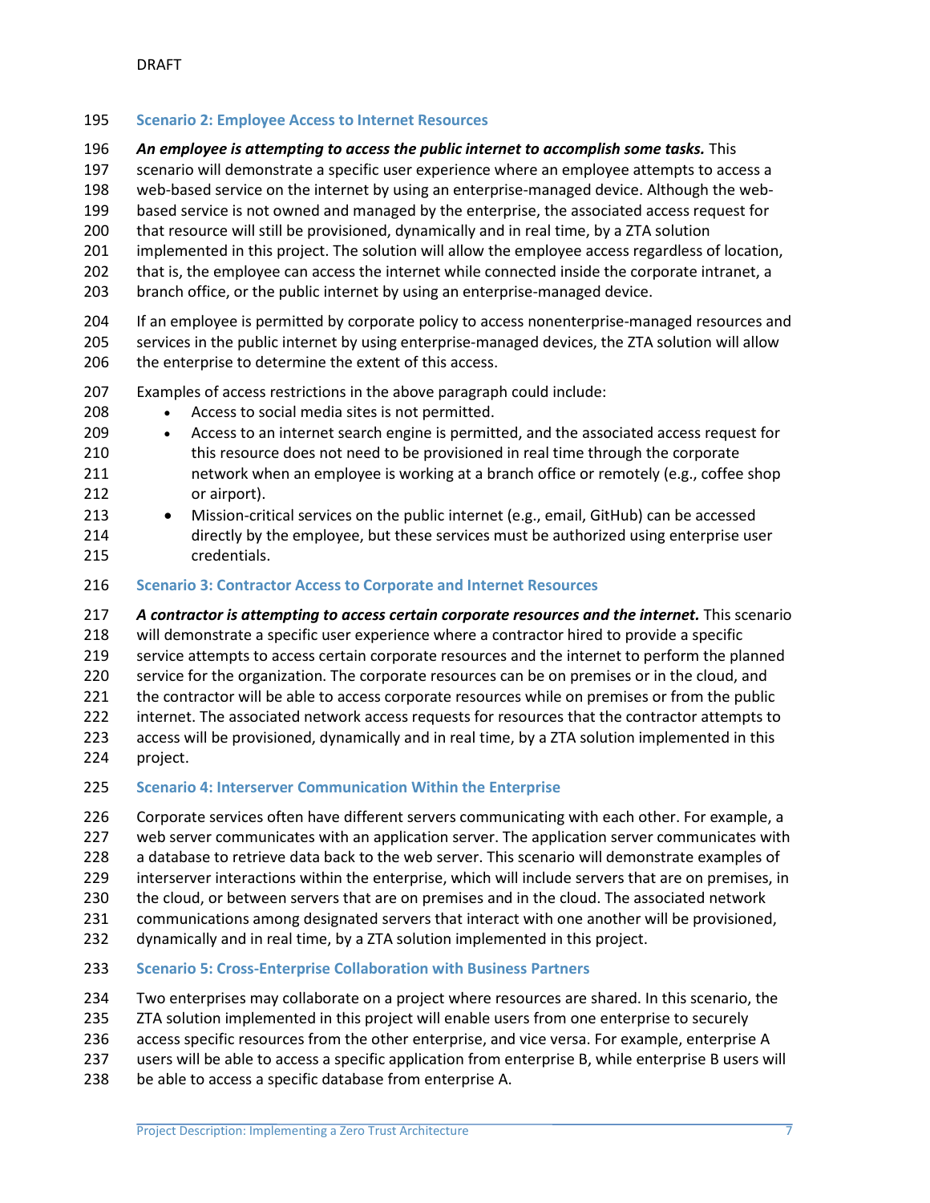### Scenario 2: Employee Access to Internet Resources

***An employee is attempting to access the public internet to accomplish some tasks.*** This scenario will demonstrate a specific user experience where an employee attempts to access a web-based service on the internet by using an enterprise-managed device. Although the web-based service is not owned and managed by the enterprise, the associated access request for that resource will still be provisioned, dynamically and in real time, by a ZTA solution implemented in this project. The solution will allow the employee access regardless of location, that is, the employee can access the internet while connected inside the corporate intranet, a branch office, or the public internet by using an enterprise-managed device.

If an employee is permitted by corporate policy to access nonenterprise-managed resources and services in the public internet by using enterprise-managed devices, the ZTA solution will allow the enterprise to determine the extent of this access.

Examples of access restrictions in the above paragraph could include:

- Access to social media sites is not permitted.
- Access to an internet search engine is permitted, and the associated access request for this resource does not need to be provisioned in real time through the corporate network when an employee is working at a branch office or remotely (e.g., coffee shop or airport).
- Mission-critical services on the public internet (e.g., email, GitHub) can be accessed directly by the employee, but these services must be authorized using enterprise user credentials.

### Scenario 3: Contractor Access to Corporate and Internet Resources

***A contractor is attempting to access certain corporate resources and the internet.*** This scenario will demonstrate a specific user experience where a contractor hired to provide a specific service attempts to access certain corporate resources and the internet to perform the planned service for the organization. The corporate resources can be on premises or in the cloud, and the contractor will be able to access corporate resources while on premises or from the public internet. The associated network access requests for resources that the contractor attempts to access will be provisioned, dynamically and in real time, by a ZTA solution implemented in this project.

### Scenario 4: Interserver Communication Within the Enterprise

Corporate services often have different servers communicating with each other. For example, a web server communicates with an application server. The application server communicates with a database to retrieve data back to the web server. This scenario will demonstrate examples of interserver interactions within the enterprise, which will include servers that are on premises, in the cloud, or between servers that are on premises and in the cloud. The associated network communications among designated servers that interact with one another will be provisioned, dynamically and in real time, by a ZTA solution implemented in this project.

### Scenario 5: Cross-Enterprise Collaboration with Business Partners

Two enterprises may collaborate on a project where resources are shared. In this scenario, the ZTA solution implemented in this project will enable users from one enterprise to securely access specific resources from the other enterprise, and vice versa. For example, enterprise A users will be able to access a specific application from enterprise B, while enterprise B users will be able to access a specific database from enterprise A.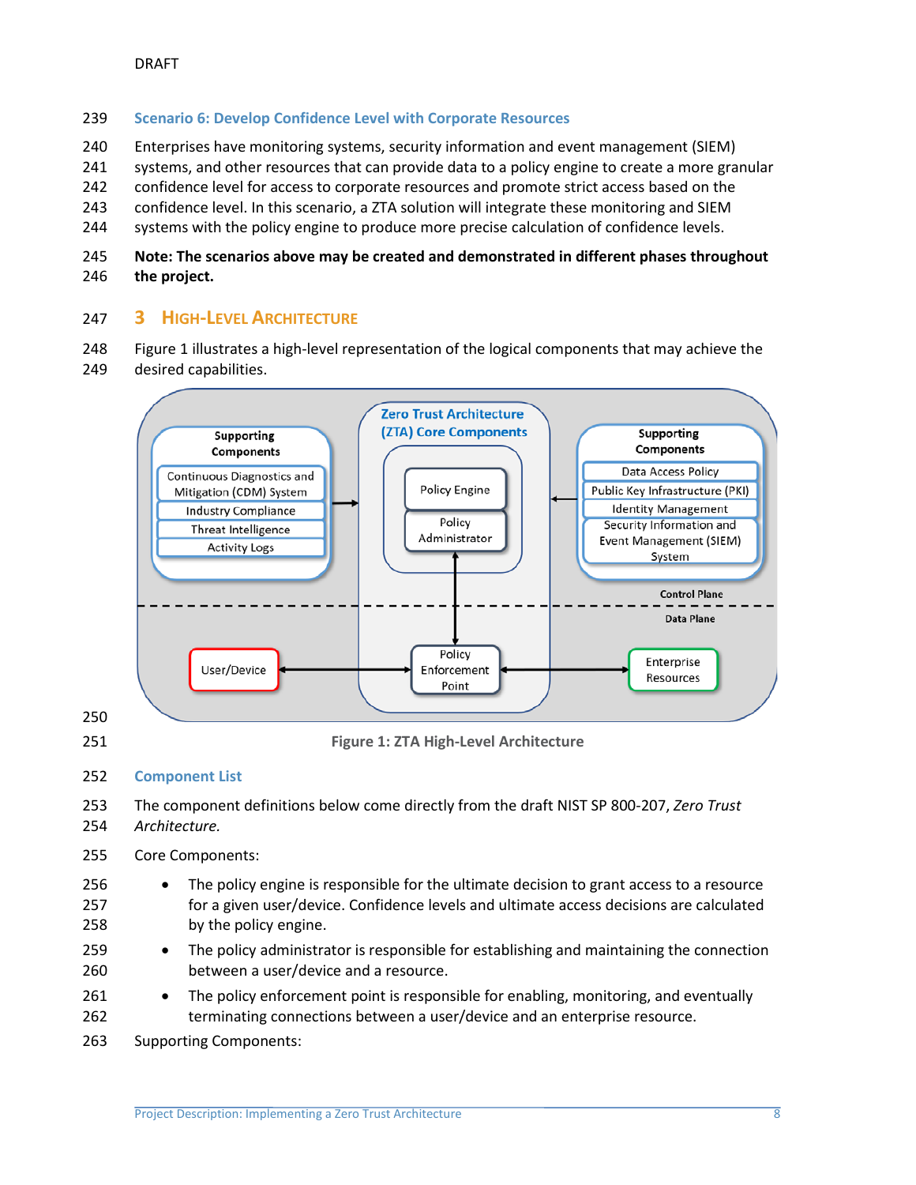### Scenario 6: Develop Confidence Level with Corporate Resources

Enterprises have monitoring systems, security information and event management (SIEM) systems, and other resources that can provide data to a policy engine to create a more granular confidence level for access to corporate resources and promote strict access based on the confidence level. In this scenario, a ZTA solution will integrate these monitoring and SIEM systems with the policy engine to produce more precise calculation of confidence levels.

**Note: The scenarios above may be created and demonstrated in different phases throughout the project.**

## 3 High-Level Architecture

Figure 1 illustrates a high-level representation of the logical components that may achieve the desired capabilities.

Figure 1: ZTA High-Level Architecture

### Component List

The component definitions below come directly from the draft NIST SP 800-207, *Zero Trust Architecture.*

Core Components:

- The policy engine is responsible for the ultimate decision to grant access to a resource for a given user/device. Confidence levels and ultimate access decisions are calculated by the policy engine.
- The policy administrator is responsible for establishing and maintaining the connection between a user/device and a resource.
- The policy enforcement point is responsible for enabling, monitoring, and eventually terminating connections between a user/device and an enterprise resource.

Supporting Components: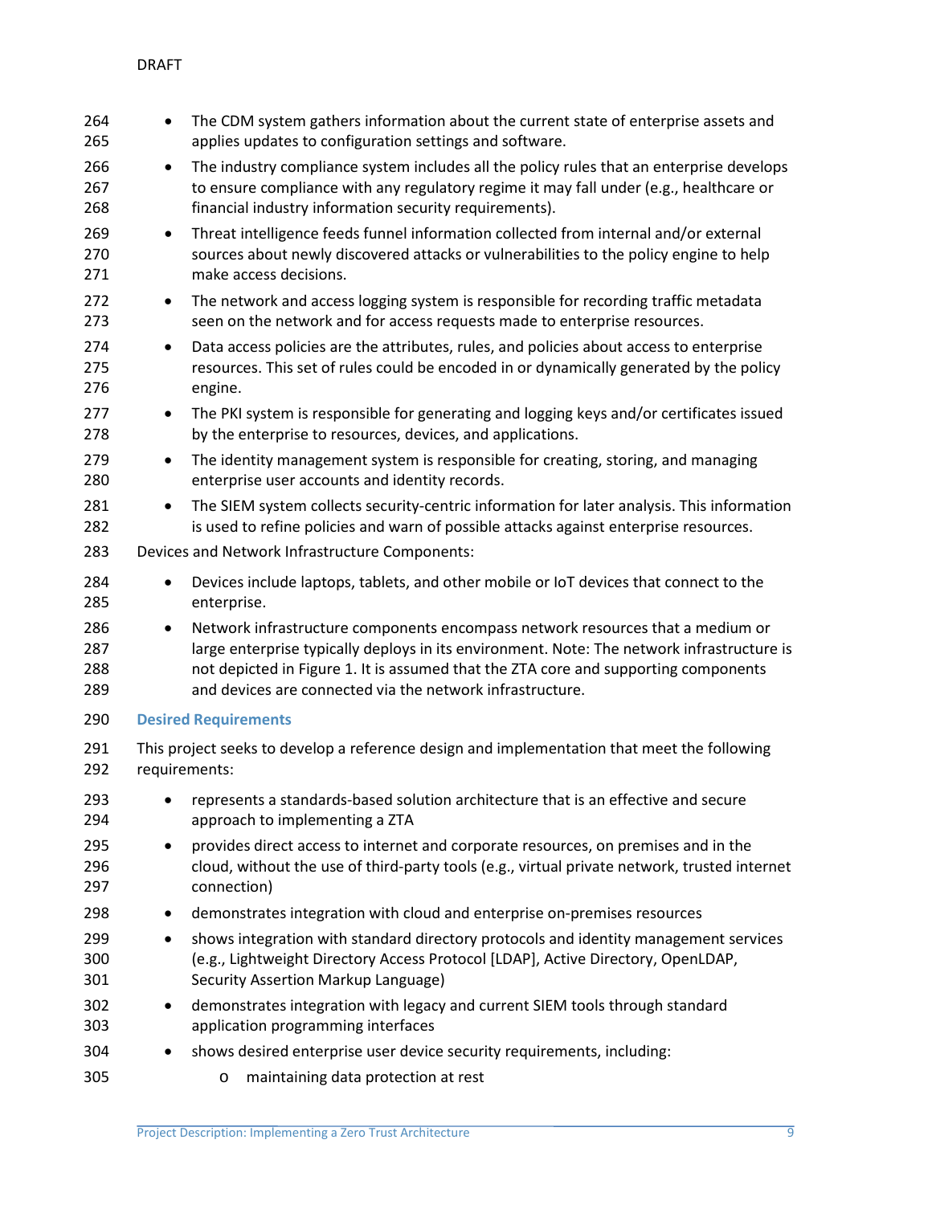- The CDM system gathers information about the current state of enterprise assets and applies updates to configuration settings and software.
- The industry compliance system includes all the policy rules that an enterprise develops to ensure compliance with any regulatory regime it may fall under (e.g., healthcare or financial industry information security requirements).
- Threat intelligence feeds funnel information collected from internal and/or external sources about newly discovered attacks or vulnerabilities to the policy engine to help make access decisions.
- The network and access logging system is responsible for recording traffic metadata seen on the network and for access requests made to enterprise resources.
- Data access policies are the attributes, rules, and policies about access to enterprise resources. This set of rules could be encoded in or dynamically generated by the policy engine.
- The PKI system is responsible for generating and logging keys and/or certificates issued by the enterprise to resources, devices, and applications.
- The identity management system is responsible for creating, storing, and managing enterprise user accounts and identity records.
- The SIEM system collects security-centric information for later analysis. This information is used to refine policies and warn of possible attacks against enterprise resources.

Devices and Network Infrastructure Components:

- Devices include laptops, tablets, and other mobile or IoT devices that connect to the enterprise.
- Network infrastructure components encompass network resources that a medium or large enterprise typically deploys in its environment. Note: The network infrastructure is not depicted in Figure 1. It is assumed that the ZTA core and supporting components and devices are connected via the network infrastructure.

## Desired Requirements

This project seeks to develop a reference design and implementation that meet the following requirements:

- represents a standards-based solution architecture that is an effective and secure approach to implementing a ZTA
- provides direct access to internet and corporate resources, on premises and in the cloud, without the use of third-party tools (e.g., virtual private network, trusted internet connection)
- demonstrates integration with cloud and enterprise on-premises resources
- shows integration with standard directory protocols and identity management services (e.g., Lightweight Directory Access Protocol [LDAP], Active Directory, OpenLDAP, Security Assertion Markup Language)
- demonstrates integration with legacy and current SIEM tools through standard application programming interfaces
- shows desired enterprise user device security requirements, including:
    - maintaining data protection at rest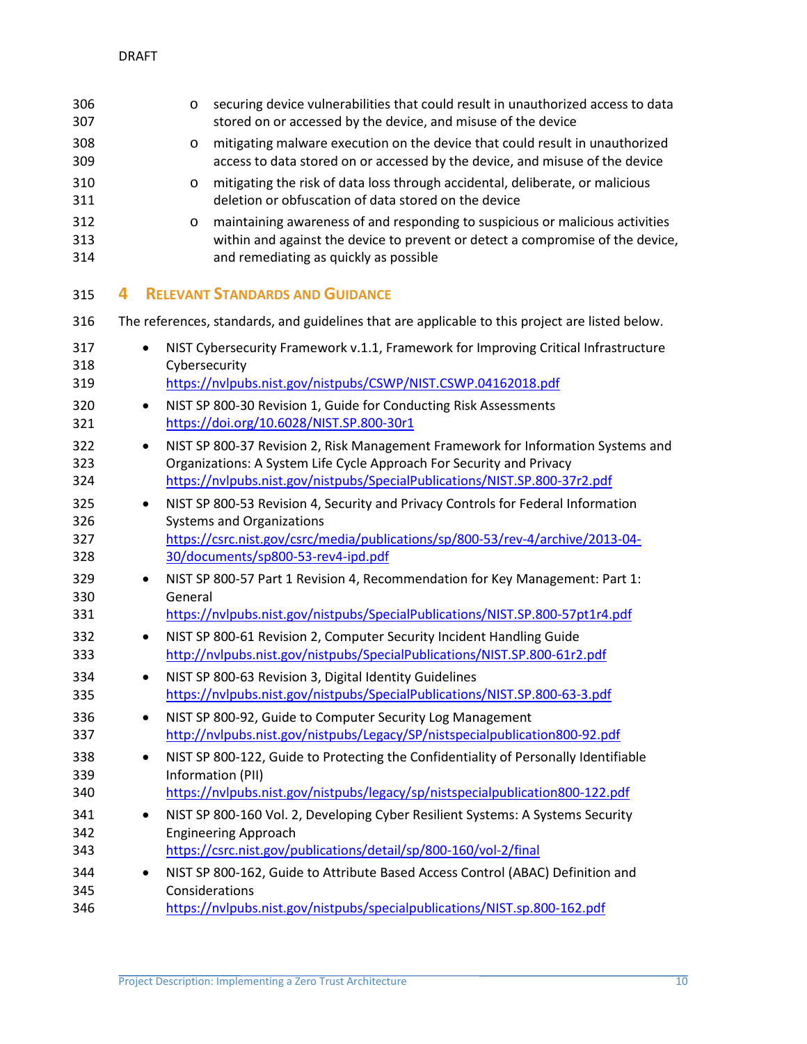- securing device vulnerabilities that could result in unauthorized access to data stored on or accessed by the device, and misuse of the device
- mitigating malware execution on the device that could result in unauthorized access to data stored on or accessed by the device, and misuse of the device
- mitigating the risk of data loss through accidental, deliberate, or malicious deletion or obfuscation of data stored on the device
- maintaining awareness of and responding to suspicious or malicious activities within and against the device to prevent or detect a compromise of the device, and remediating as quickly as possible

# 4 Relevant Standards and Guidance

The references, standards, and guidelines that are applicable to this project are listed below.

- NIST Cybersecurity Framework v.1.1, Framework for Improving Critical Infrastructure Cybersecurity
  https://nvlpubs.nist.gov/nistpubs/CSWP/NIST.CSWP.04162018.pdf
- NIST SP 800-30 Revision 1, Guide for Conducting Risk Assessments
  https://doi.org/10.6028/NIST.SP.800-30r1
- NIST SP 800-37 Revision 2, Risk Management Framework for Information Systems and Organizations: A System Life Cycle Approach For Security and Privacy
  https://nvlpubs.nist.gov/nistpubs/SpecialPublications/NIST.SP.800-37r2.pdf
- NIST SP 800-53 Revision 4, Security and Privacy Controls for Federal Information Systems and Organizations
  https://csrc.nist.gov/csrc/media/publications/sp/800-53/rev-4/archive/2013-04-30/documents/sp800-53-rev4-ipd.pdf
- NIST SP 800-57 Part 1 Revision 4, Recommendation for Key Management: Part 1: General
  https://nvlpubs.nist.gov/nistpubs/SpecialPublications/NIST.SP.800-57pt1r4.pdf
- NIST SP 800-61 Revision 2, Computer Security Incident Handling Guide
  http://nvlpubs.nist.gov/nistpubs/SpecialPublications/NIST.SP.800-61r2.pdf
- NIST SP 800-63 Revision 3, Digital Identity Guidelines
  https://nvlpubs.nist.gov/nistpubs/SpecialPublications/NIST.SP.800-63-3.pdf
- NIST SP 800-92, Guide to Computer Security Log Management
  http://nvlpubs.nist.gov/nistpubs/Legacy/SP/nistspecialpublication800-92.pdf
- NIST SP 800-122, Guide to Protecting the Confidentiality of Personally Identifiable Information (PII)
  https://nvlpubs.nist.gov/nistpubs/legacy/sp/nistspecialpublication800-122.pdf
- NIST SP 800-160 Vol. 2, Developing Cyber Resilient Systems: A Systems Security Engineering Approach
  https://csrc.nist.gov/publications/detail/sp/800-160/vol-2/final
- NIST SP 800-162, Guide to Attribute Based Access Control (ABAC) Definition and Considerations
  https://nvlpubs.nist.gov/nistpubs/specialpublications/NIST.sp.800-162.pdf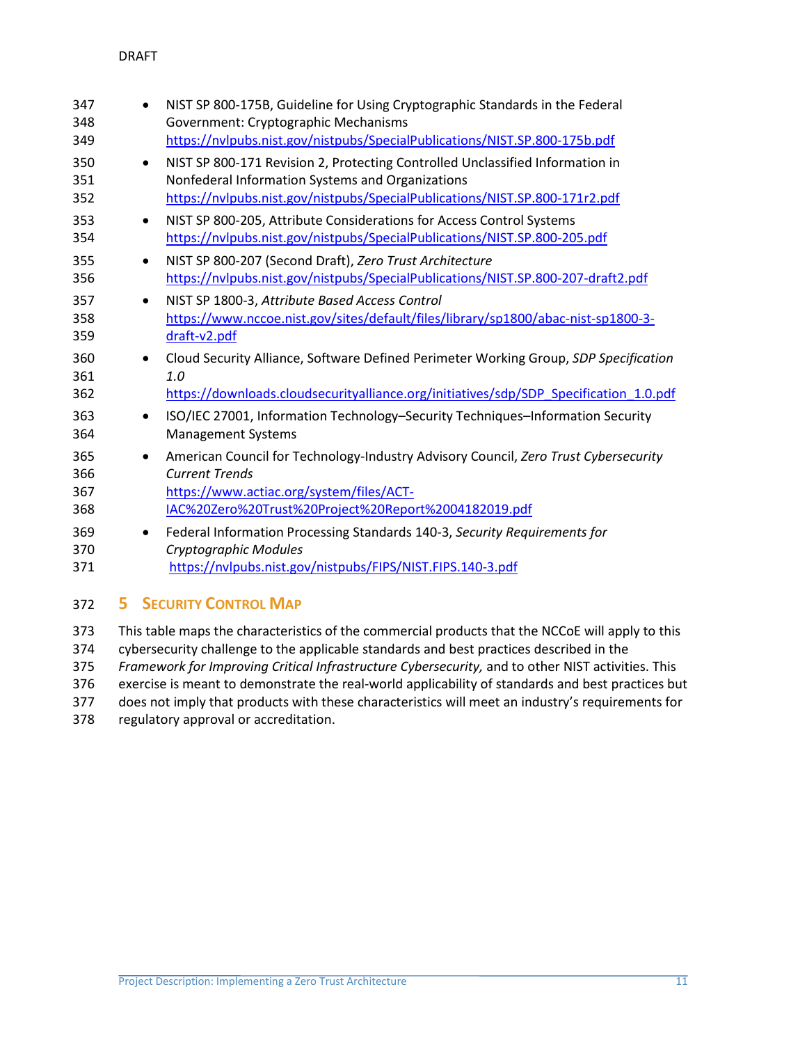- NIST SP 800-175B, Guideline for Using Cryptographic Standards in the Federal Government: Cryptographic Mechanisms
  https://nvlpubs.nist.gov/nistpubs/SpecialPublications/NIST.SP.800-175b.pdf
- NIST SP 800-171 Revision 2, Protecting Controlled Unclassified Information in Nonfederal Information Systems and Organizations
  https://nvlpubs.nist.gov/nistpubs/SpecialPublications/NIST.SP.800-171r2.pdf
- NIST SP 800-205, Attribute Considerations for Access Control Systems
  https://nvlpubs.nist.gov/nistpubs/SpecialPublications/NIST.SP.800-205.pdf
- NIST SP 800-207 (Second Draft), *Zero Trust Architecture*
  https://nvlpubs.nist.gov/nistpubs/SpecialPublications/NIST.SP.800-207-draft2.pdf
- NIST SP 1800-3, *Attribute Based Access Control*
  https://www.nccoe.nist.gov/sites/default/files/library/sp1800/abac-nist-sp1800-3-draft-v2.pdf
- Cloud Security Alliance, Software Defined Perimeter Working Group, *SDP Specification 1.0*
  https://downloads.cloudsecurityalliance.org/initiatives/sdp/SDP_Specification_1.0.pdf
- ISO/IEC 27001, Information Technology–Security Techniques–Information Security Management Systems
- American Council for Technology-Industry Advisory Council, *Zero Trust Cybersecurity Current Trends*
  https://www.actiac.org/system/files/ACT-IAC%20Zero%20Trust%20Project%20Report%2004182019.pdf
- Federal Information Processing Standards 140-3, *Security Requirements for Cryptographic Modules*
  https://nvlpubs.nist.gov/nistpubs/FIPS/NIST.FIPS.140-3.pdf

# 5 Security Control Map

This table maps the characteristics of the commercial products that the NCCoE will apply to this cybersecurity challenge to the applicable standards and best practices described in the *Framework for Improving Critical Infrastructure Cybersecurity,* and to other NIST activities. This exercise is meant to demonstrate the real-world applicability of standards and best practices but does not imply that products with these characteristics will meet an industry's requirements for regulatory approval or accreditation.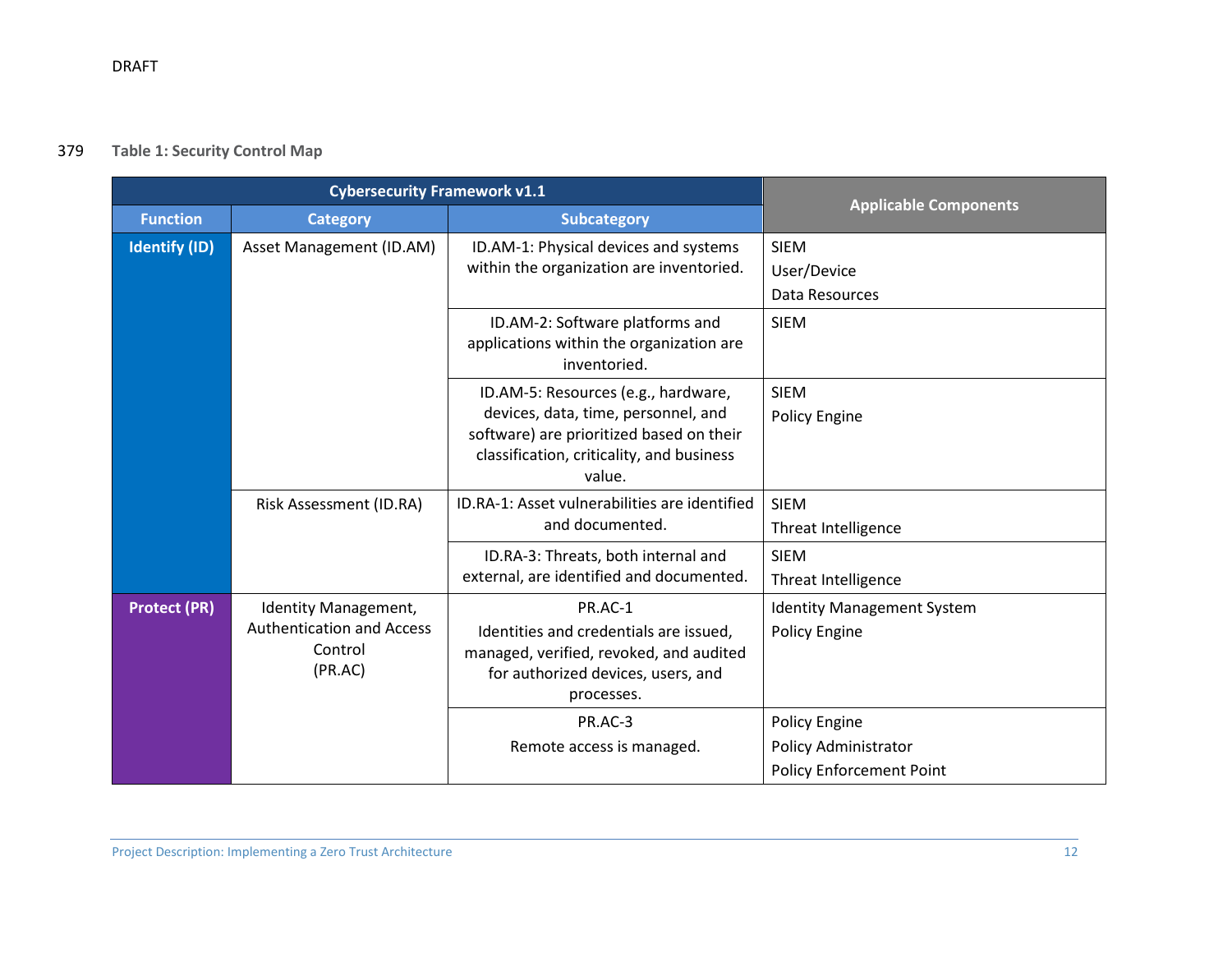Table 1: Security Control Map

| Cybersecurity Framework v1.1 | | | Applicable Components |
|---|---|---|---|
| Function | Category | Subcategory | |
| Identify (ID) | Asset Management (ID.AM) | ID.AM-1: Physical devices and systems within the organization are inventoried. | SIEM<br>User/Device<br>Data Resources |
| | | ID.AM-2: Software platforms and applications within the organization are inventoried. | SIEM |
| | | ID.AM-5: Resources (e.g., hardware, devices, data, time, personnel, and software) are prioritized based on their classification, criticality, and business value. | SIEM<br>Policy Engine |
| | Risk Assessment (ID.RA) | ID.RA-1: Asset vulnerabilities are identified and documented. | SIEM<br>Threat Intelligence |
| | | ID.RA-3: Threats, both internal and external, are identified and documented. | SIEM<br>Threat Intelligence |
| Protect (PR) | Identity Management, Authentication and Access Control (PR.AC) | PR.AC-1<br>Identities and credentials are issued, managed, verified, revoked, and audited for authorized devices, users, and processes. | Identity Management System<br>Policy Engine |
| | | PR.AC-3<br>Remote access is managed. | Policy Engine<br>Policy Administrator<br>Policy Enforcement Point |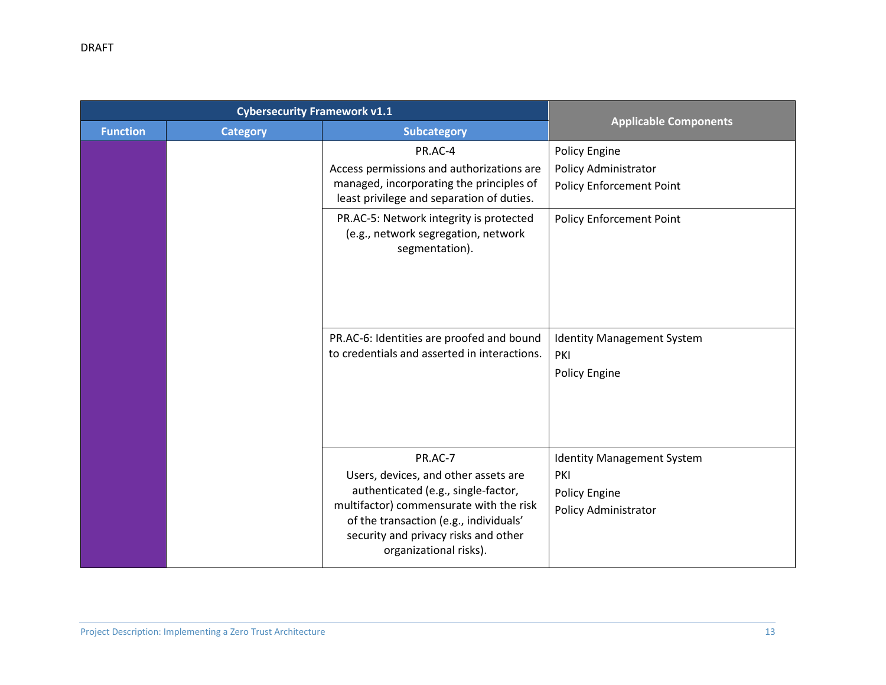DRAFT

| Cybersecurity Framework v1.1 | | | Applicable Components |
|---|---|---|---|
| Function | Category | Subcategory | |
| | | PR.AC-4 Access permissions and authorizations are managed, incorporating the principles of least privilege and separation of duties. | Policy Engine Policy Administrator Policy Enforcement Point |
| | | PR.AC-5: Network integrity is protected (e.g., network segregation, network segmentation). | Policy Enforcement Point |
| | | PR.AC-6: Identities are proofed and bound to credentials and asserted in interactions. | Identity Management System PKI Policy Engine |
| | | PR.AC-7 Users, devices, and other assets are authenticated (e.g., single-factor, multifactor) commensurate with the risk of the transaction (e.g., individuals' security and privacy risks and other organizational risks). | Identity Management System PKI Policy Engine Policy Administrator |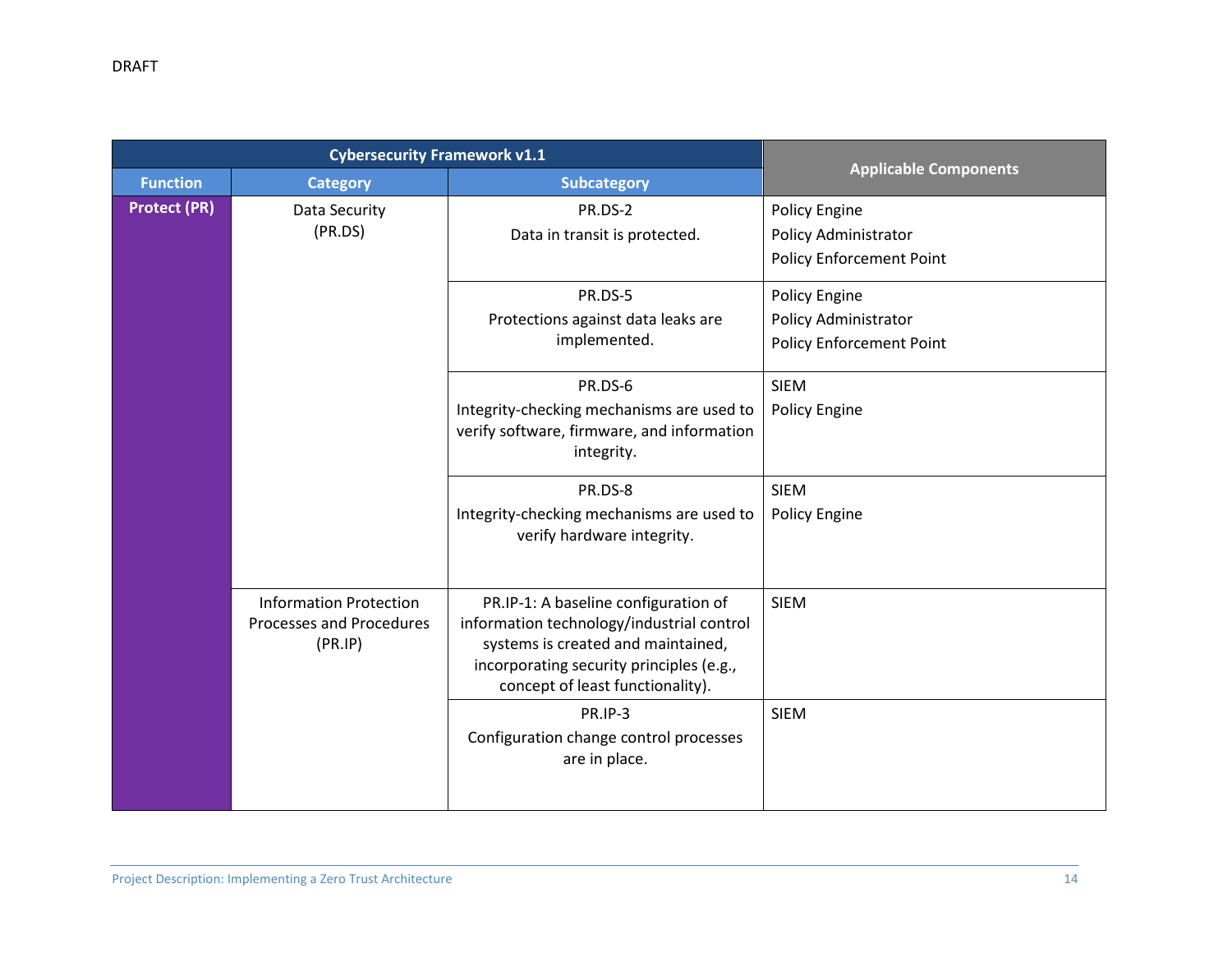| Cybersecurity Framework v1.1 | | | Applicable Components |
|---|---|---|---|
| **Function** | **Category** | **Subcategory** | |
| **Protect (PR)** | Data Security (PR.DS) | PR.DS-2 Data in transit is protected. | Policy Engine Policy Administrator Policy Enforcement Point |
| | | PR.DS-5 Protections against data leaks are implemented. | Policy Engine Policy Administrator Policy Enforcement Point |
| | | PR.DS-6 Integrity-checking mechanisms are used to verify software, firmware, and information integrity. | SIEM Policy Engine |
| | | PR.DS-8 Integrity-checking mechanisms are used to verify hardware integrity. | SIEM Policy Engine |
| | Information Protection Processes and Procedures (PR.IP) | PR.IP-1: A baseline configuration of information technology/industrial control systems is created and maintained, incorporating security principles (e.g., concept of least functionality). | SIEM |
| | | PR.IP-3 Configuration change control processes are in place. | SIEM |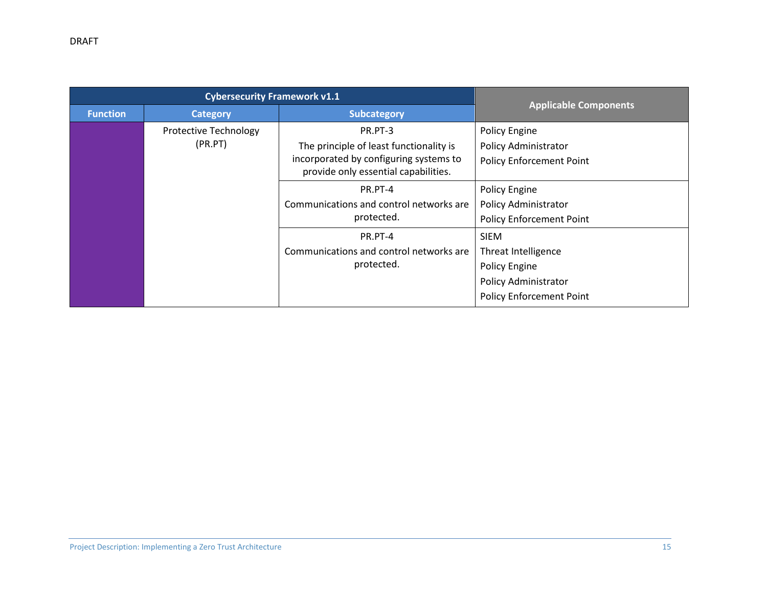DRAFT

| Cybersecurity Framework v1.1 | | | Applicable Components |
|---|---|---|---|
| Function | Category | Subcategory | |
| | Protective Technology (PR.PT) | PR.PT-3<br>The principle of least functionality is incorporated by configuring systems to provide only essential capabilities. | Policy Engine<br>Policy Administrator<br>Policy Enforcement Point |
| | | PR.PT-4<br>Communications and control networks are protected. | Policy Engine<br>Policy Administrator<br>Policy Enforcement Point |
| | | PR.PT-4<br>Communications and control networks are protected. | SIEM<br>Threat Intelligence<br>Policy Engine<br>Policy Administrator<br>Policy Enforcement Point |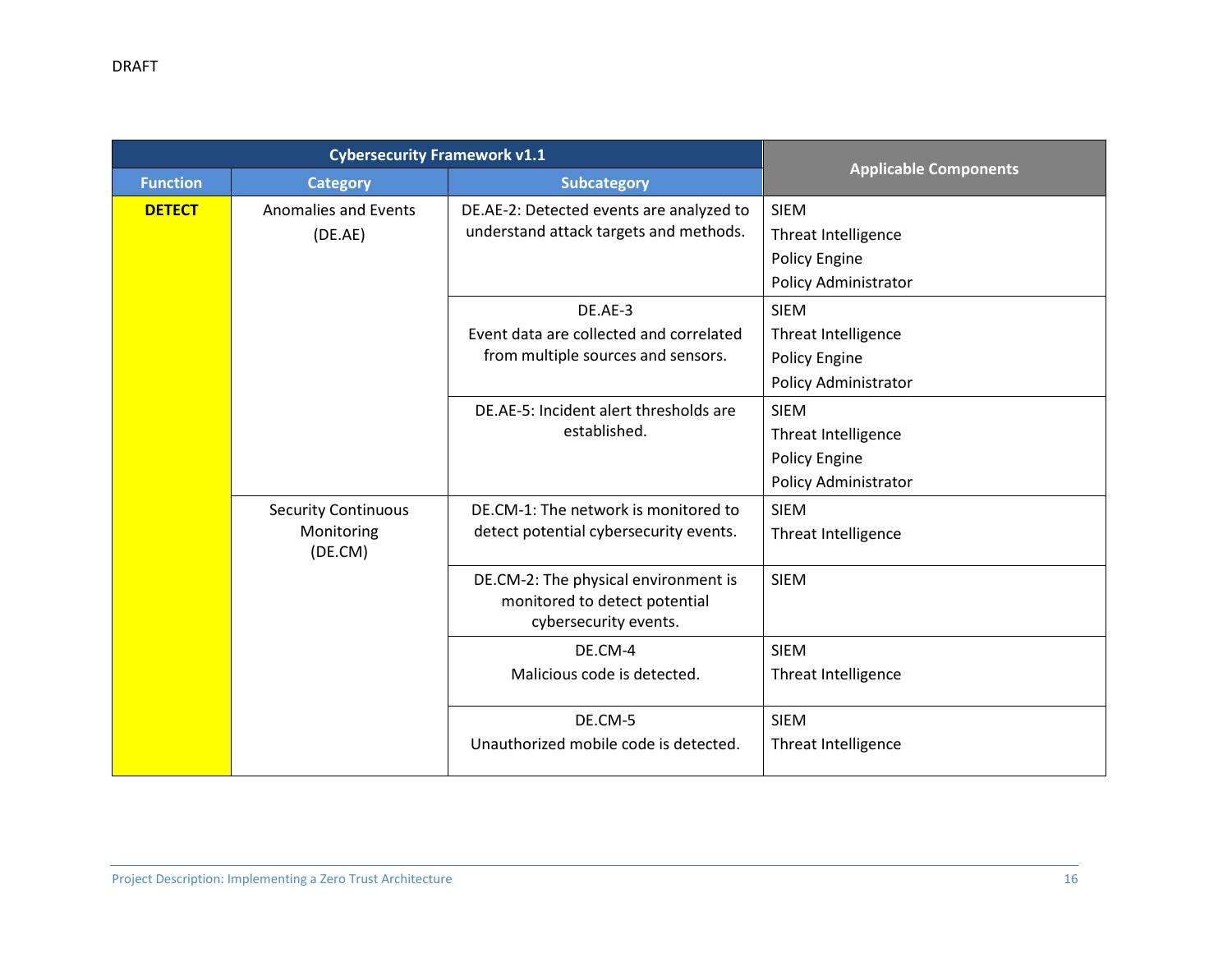DRAFT

| Cybersecurity Framework v1.1 | | | Applicable Components |
|---|---|---|---|
| **Function** | **Category** | **Subcategory** | |
| **DETECT** | Anomalies and Events (DE.AE) | DE.AE-2: Detected events are analyzed to understand attack targets and methods. | SIEM<br>Threat Intelligence<br>Policy Engine<br>Policy Administrator |
| | | DE.AE-3<br>Event data are collected and correlated from multiple sources and sensors. | SIEM<br>Threat Intelligence<br>Policy Engine<br>Policy Administrator |
| | | DE.AE-5: Incident alert thresholds are established. | SIEM<br>Threat Intelligence<br>Policy Engine<br>Policy Administrator |
| | Security Continuous Monitoring (DE.CM) | DE.CM-1: The network is monitored to detect potential cybersecurity events. | SIEM<br>Threat Intelligence |
| | | DE.CM-2: The physical environment is monitored to detect potential cybersecurity events. | SIEM |
| | | DE.CM-4<br>Malicious code is detected. | SIEM<br>Threat Intelligence |
| | | DE.CM-5<br>Unauthorized mobile code is detected. | SIEM<br>Threat Intelligence |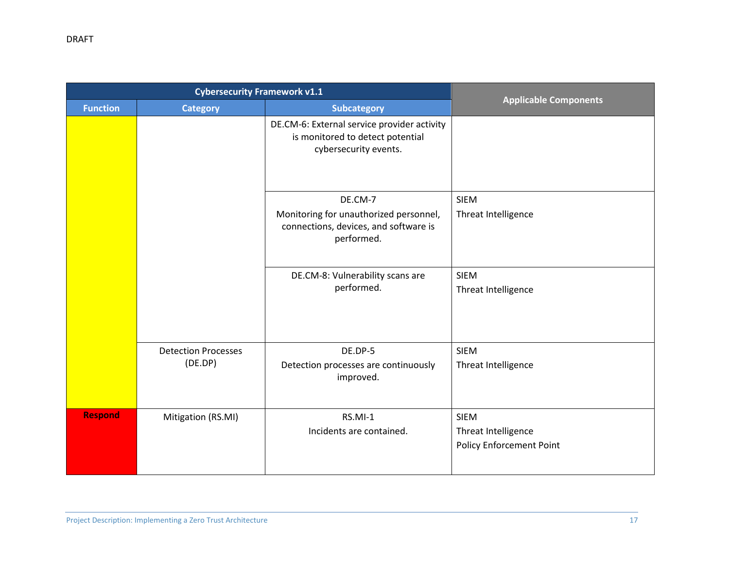| Cybersecurity Framework v1.1 | | | Applicable Components |
|---|---|---|---|
| **Function** | **Category** | **Subcategory** | |
| | | DE.CM-6: External service provider activity is monitored to detect potential cybersecurity events. | |
| | | DE.CM-7<br>Monitoring for unauthorized personnel, connections, devices, and software is performed. | SIEM<br>Threat Intelligence |
| | | DE.CM-8: Vulnerability scans are performed. | SIEM<br>Threat Intelligence |
| | Detection Processes (DE.DP) | DE.DP-5<br>Detection processes are continuously improved. | SIEM<br>Threat Intelligence |
| **Respond** | Mitigation (RS.MI) | RS.MI-1<br>Incidents are contained. | SIEM<br>Threat Intelligence<br>Policy Enforcement Point |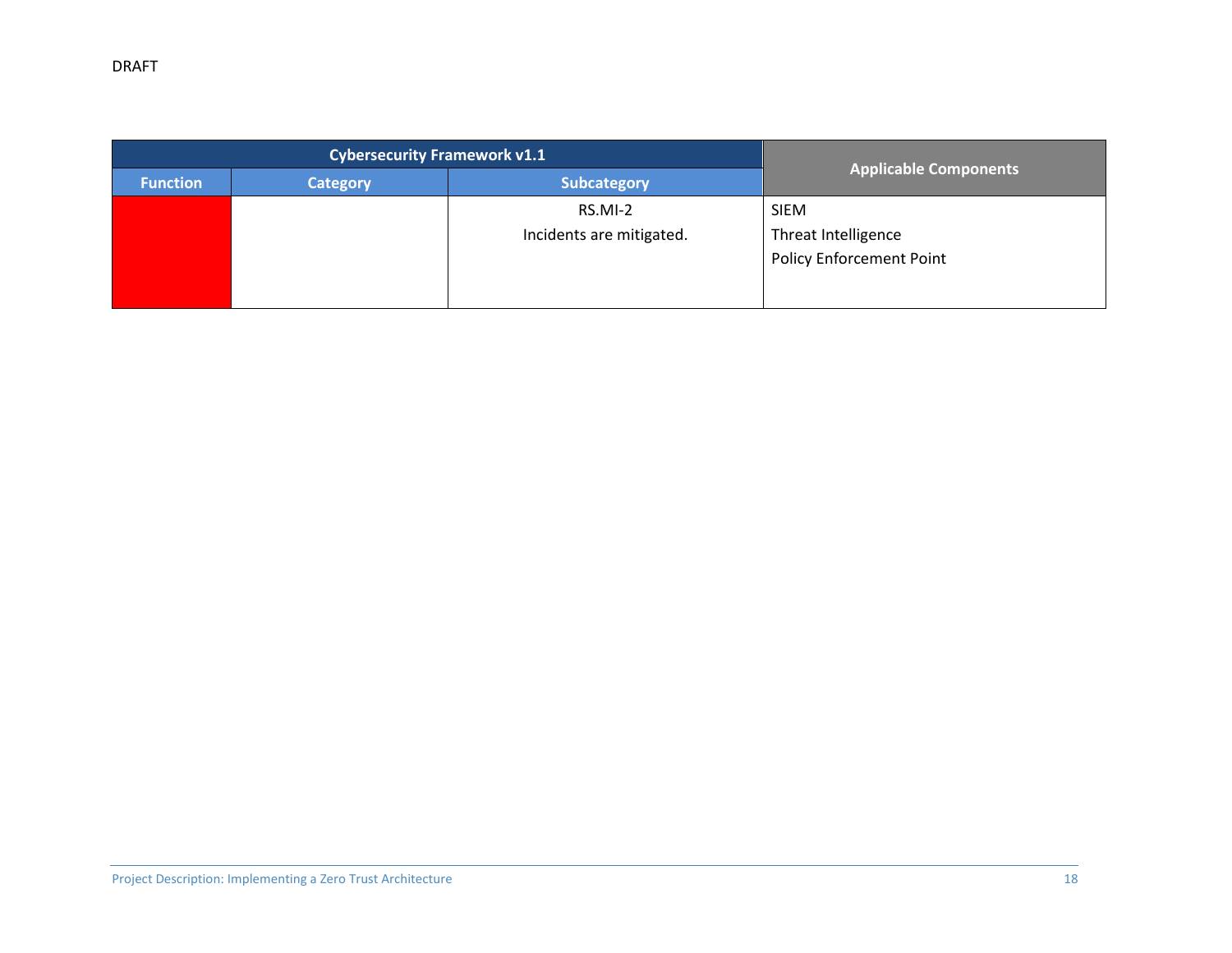DRAFT

| Cybersecurity Framework v1.1 | | | Applicable Components |
|---|---|---|---|
| Function | Category | Subcategory | |
| | | RS.MI-2<br>Incidents are mitigated. | SIEM<br>Threat Intelligence<br>Policy Enforcement Point |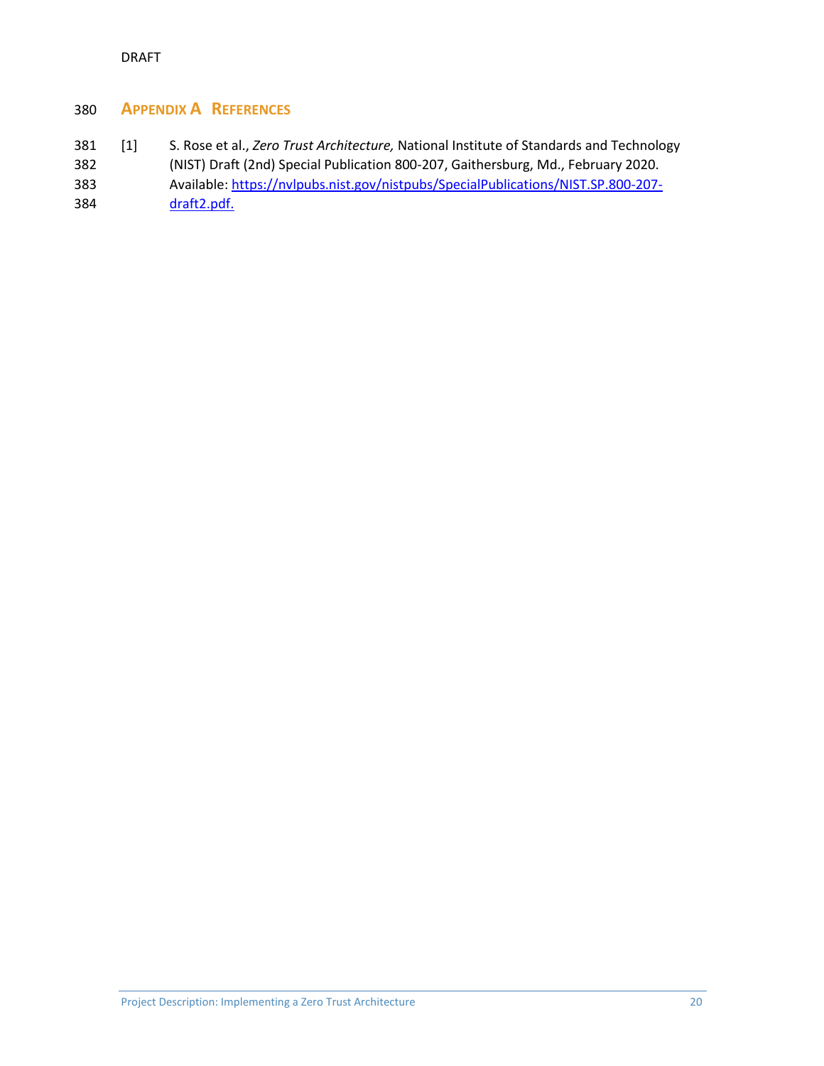# Appendix A References

[1] S. Rose et al., *Zero Trust Architecture,* National Institute of Standards and Technology (NIST) Draft (2nd) Special Publication 800-207, Gaithersburg, Md., February 2020. Available: https://nvlpubs.nist.gov/nistpubs/SpecialPublications/NIST.SP.800-207-draft2.pdf.